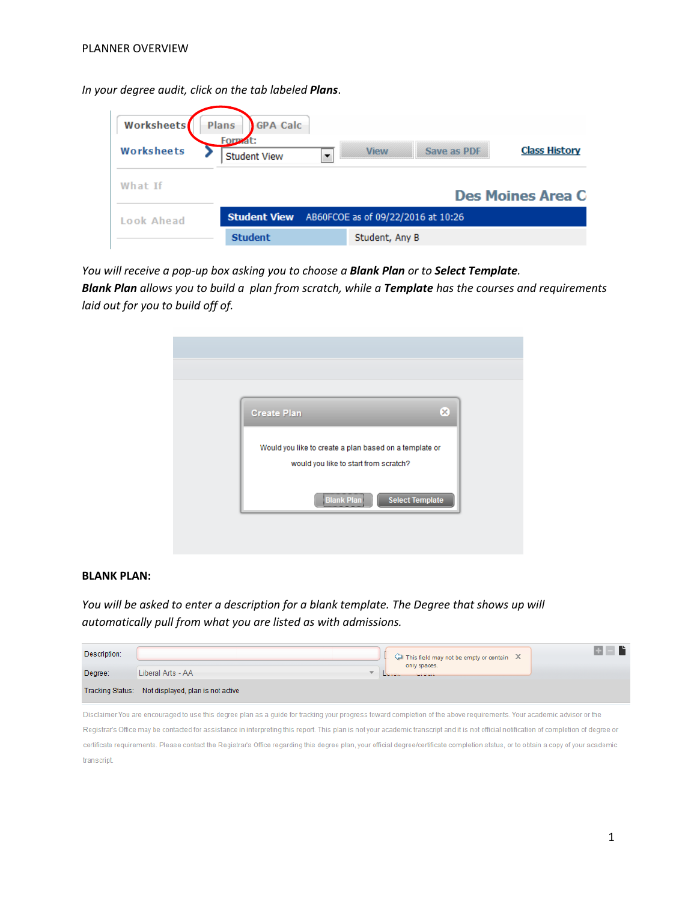PLANNER OVERVIEW

*In your degree audit, click on the tab labeled **Plans**.*

*You will receive a pop-up box asking you to choose a **Blank Plan** or to **Select Template**.*
***Blank Plan** allows you to build a plan from scratch, while a **Template** has the courses and requirements laid out for you to build off of.*

**BLANK PLAN:**

*You will be asked to enter a description for a blank template. The Degree that shows up will automatically pull from what you are listed as with admissions.*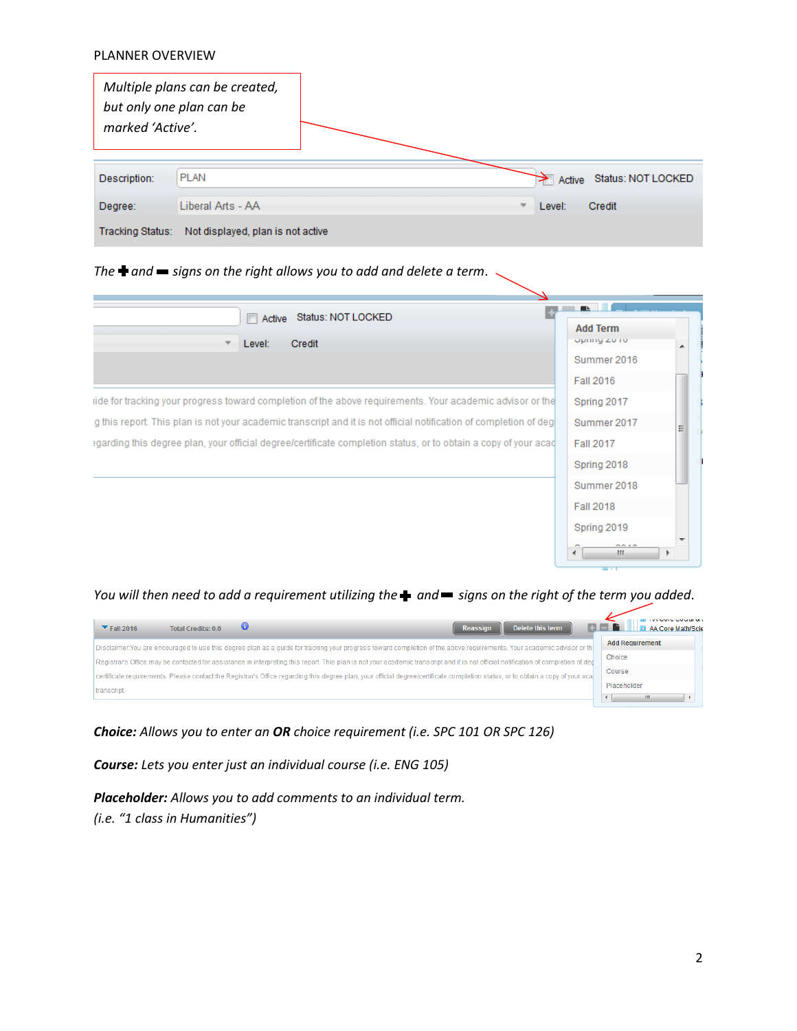PLANNER OVERVIEW

*Multiple plans can be created, but only one plan can be marked 'Active'.*

Description: PLAN ☐ Active Status: NOT LOCKED

Degree: Liberal Arts - AA Level: Credit

Tracking Status: Not displayed, plan is not active

*The ✚ and ▬ signs on the right allows you to add and delete a term.*

Add Term

Summer 2016
Fall 2016
Spring 2017
Summer 2017
Fall 2017
Spring 2018
Summer 2018
Fall 2018
Spring 2019

*You will then need to add a requirement utilizing the ✚ and ▬ signs on the right of the term you added.*

Add Requirement

Choice
Course
Placeholder

***Choice:*** *Allows you to enter an* ***OR*** *choice requirement (i.e. SPC 101 OR SPC 126)*

***Course:*** *Lets you enter just an individual course (i.e. ENG 105)*

***Placeholder:*** *Allows you to add comments to an individual term.*
*(i.e. "1 class in Humanities")*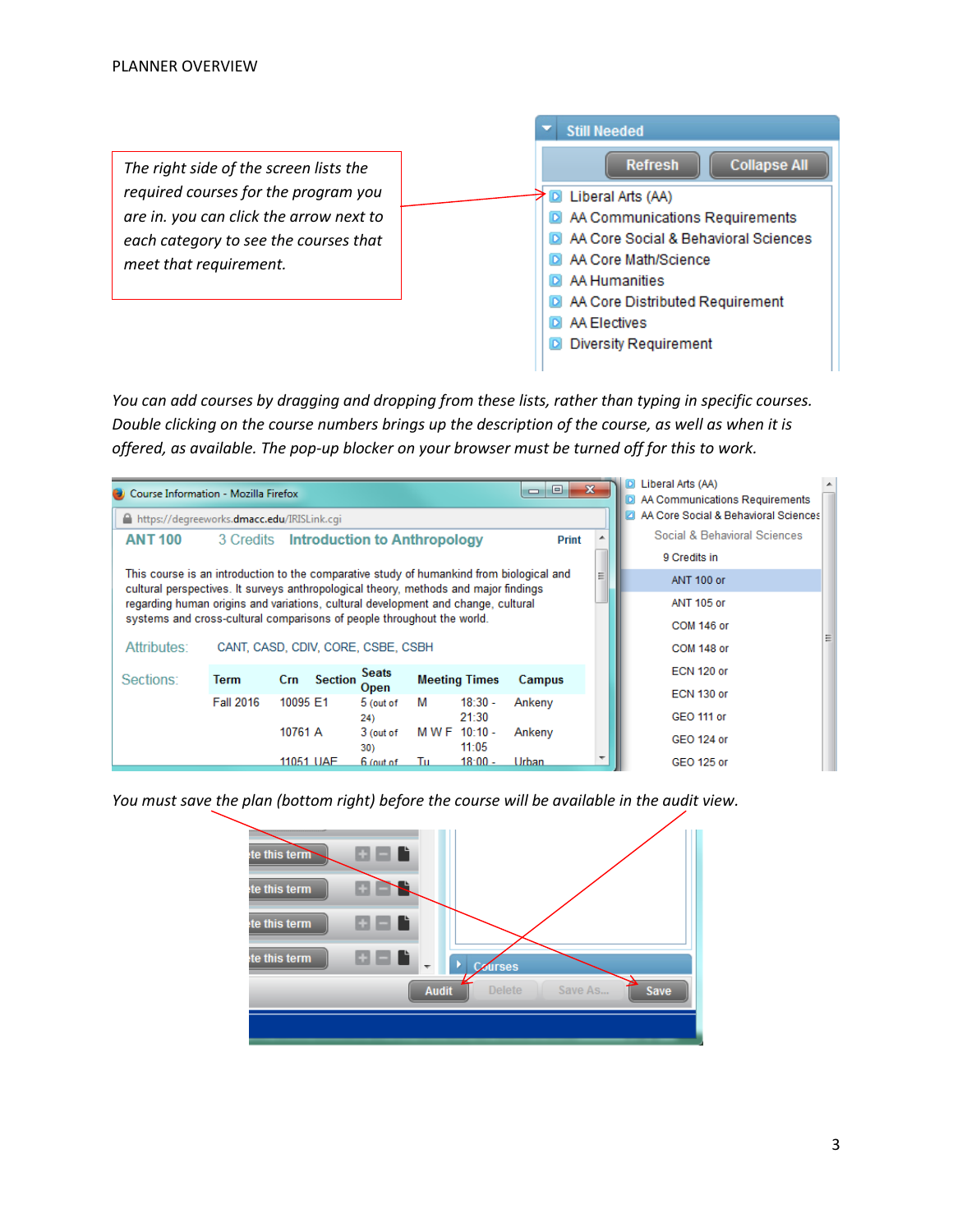PLANNER OVERVIEW

*The right side of the screen lists the required courses for the program you are in. you can click the arrow next to each category to see the courses that meet that requirement.*

Still Needed

Refresh Collapse All

- Liberal Arts (AA)
- AA Communications Requirements
- AA Core Social & Behavioral Sciences
- AA Core Math/Science
- AA Humanities
- AA Core Distributed Requirement
- AA Electives
- Diversity Requirement

*You can add courses by dragging and dropping from these lists, rather than typing in specific courses. Double clicking on the course numbers brings up the description of the course, as well as when it is offered, as available. The pop-up blocker on your browser must be turned off for this to work.*

Course Information - Mozilla Firefox

https://degreeworks.dmacc.edu/IRISLink.cgi

**ANT 100** 3 Credits **Introduction to Anthropology** Print

This course is an introduction to the comparative study of humankind from biological and cultural perspectives. It surveys anthropological theory, methods and major findings regarding human origins and variations, cultural development and change, cultural systems and cross-cultural comparisons of people throughout the world.

Attributes: CANT, CASD, CDIV, CORE, CSBE, CSBH

Sections:

| Term | Crn | Section | Seats Open | Meeting Times | | Campus |
|---|---|---|---|---|---|---|
| Fall 2016 | 10095 | E1 | 5 (out of 24) | M | 18:30 - 21:30 | Ankeny |
| | 10761 | A | 3 (out of 30) | M W F | 10:10 - 11:05 | Ankeny |
| | 11051 | UAF | 6 (out of | Tu | 18:00 - | Urban |

- Liberal Arts (AA)
- AA Communications Requirements
- AA Core Social & Behavioral Sciences
  - Social & Behavioral Sciences
  - 9 Credits in
    - ANT 100 or
    - ANT 105 or
    - COM 146 or
    - COM 148 or
    - ECN 120 or
    - ECN 130 or
    - GEO 111 or
    - GEO 124 or
    - GEO 125 or

*You must save the plan (bottom right) before the course will be available in the audit view.*

te this term

te this term

te this term

te this term

Courses

Audit Delete Save As... Save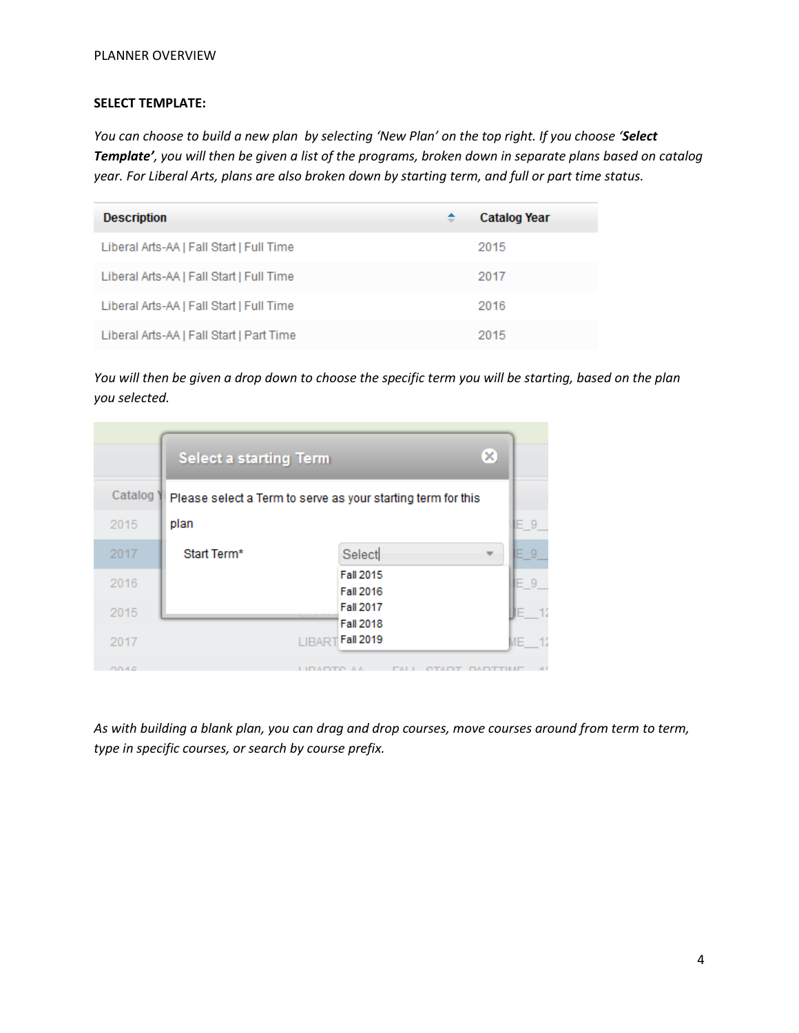PLANNER OVERVIEW

**SELECT TEMPLATE:**

*You can choose to build a new plan by selecting 'New Plan' on the top right. If you choose '**Select Template'**, you will then be given a list of the programs, broken down in separate plans based on catalog year. For Liberal Arts, plans are also broken down by starting term, and full or part time status.*

| Description | Catalog Year |
| --- | --- |
| Liberal Arts-AA \| Fall Start \| Full Time | 2015 |
| Liberal Arts-AA \| Fall Start \| Full Time | 2017 |
| Liberal Arts-AA \| Fall Start \| Full Time | 2016 |
| Liberal Arts-AA \| Fall Start \| Part Time | 2015 |

*You will then be given a drop down to choose the specific term you will be starting, based on the plan you selected.*

Select a starting Term

Please select a Term to serve as your starting term for this plan

Start Term* Select

Fall 2015
Fall 2016
Fall 2017
Fall 2018
Fall 2019

*As with building a blank plan, you can drag and drop courses, move courses around from term to term, type in specific courses, or search by course prefix.*